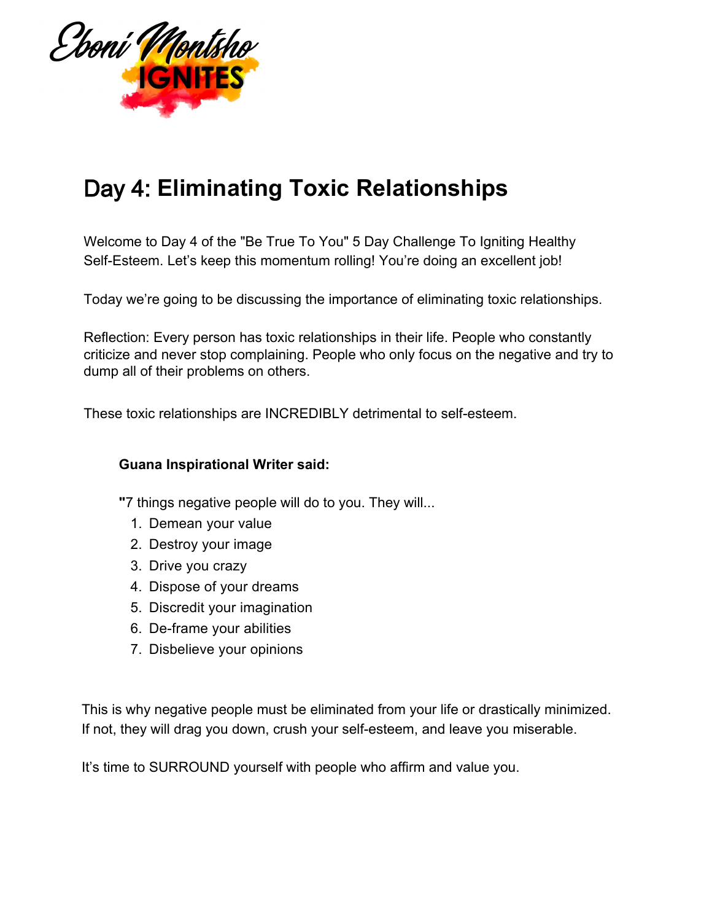Eboni Montsho IGNITES

# Day 4: Eliminating Toxic Relationships

Welcome to Day 4 of the "Be True To You" 5 Day Challenge To Igniting Healthy Self-Esteem. Let's keep this momentum rolling! You're doing an excellent job!

Today we're going to be discussing the importance of eliminating toxic relationships.

Reflection: Every person has toxic relationships in their life. People who constantly criticize and never stop complaining. People who only focus on the negative and try to dump all of their problems on others.

These toxic relationships are INCREDIBLY detrimental to self-esteem.

> **Guana Inspirational Writer said:**
>
> **"**7 things negative people will do to you. They will...
>
> 1. Demean your value
> 2. Destroy your image
> 3. Drive you crazy
> 4. Dispose of your dreams
> 5. Discredit your imagination
> 6. De-frame your abilities
> 7. Disbelieve your opinions

This is why negative people must be eliminated from your life or drastically minimized. If not, they will drag you down, crush your self-esteem, and leave you miserable.

It's time to SURROUND yourself with people who affirm and value you.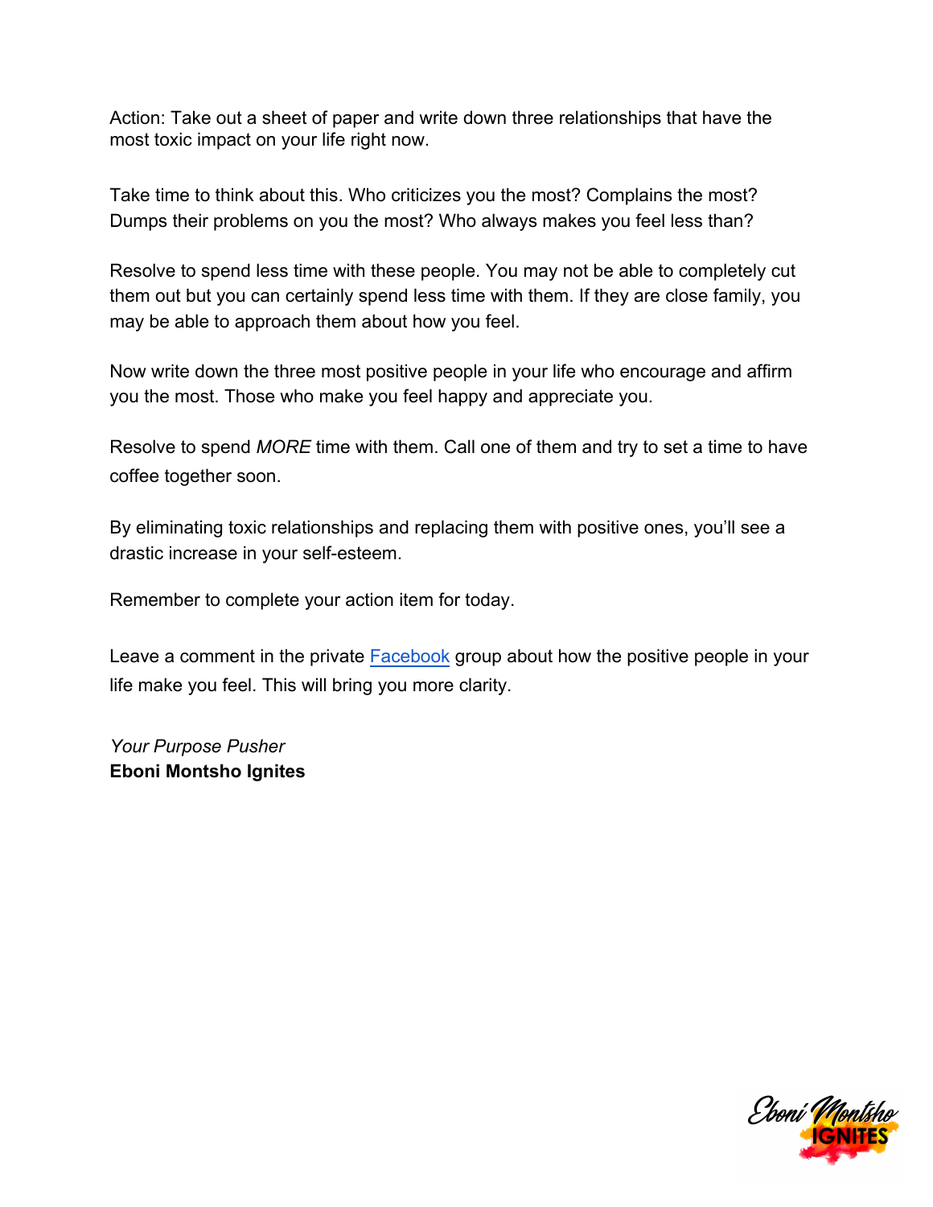Action: Take out a sheet of paper and write down three relationships that have the most toxic impact on your life right now.

Take time to think about this. Who criticizes you the most? Complains the most? Dumps their problems on you the most? Who always makes you feel less than?

Resolve to spend less time with these people. You may not be able to completely cut them out but you can certainly spend less time with them. If they are close family, you may be able to approach them about how you feel.

Now write down the three most positive people in your life who encourage and affirm you the most. Those who make you feel happy and appreciate you.

Resolve to spend *MORE* time with them. Call one of them and try to set a time to have coffee together soon.

By eliminating toxic relationships and replacing them with positive ones, you'll see a drastic increase in your self-esteem.

Remember to complete your action item for today.

Leave a comment in the private Facebook group about how the positive people in your life make you feel. This will bring you more clarity.

*Your Purpose Pusher*
**Eboni Montsho Ignites**